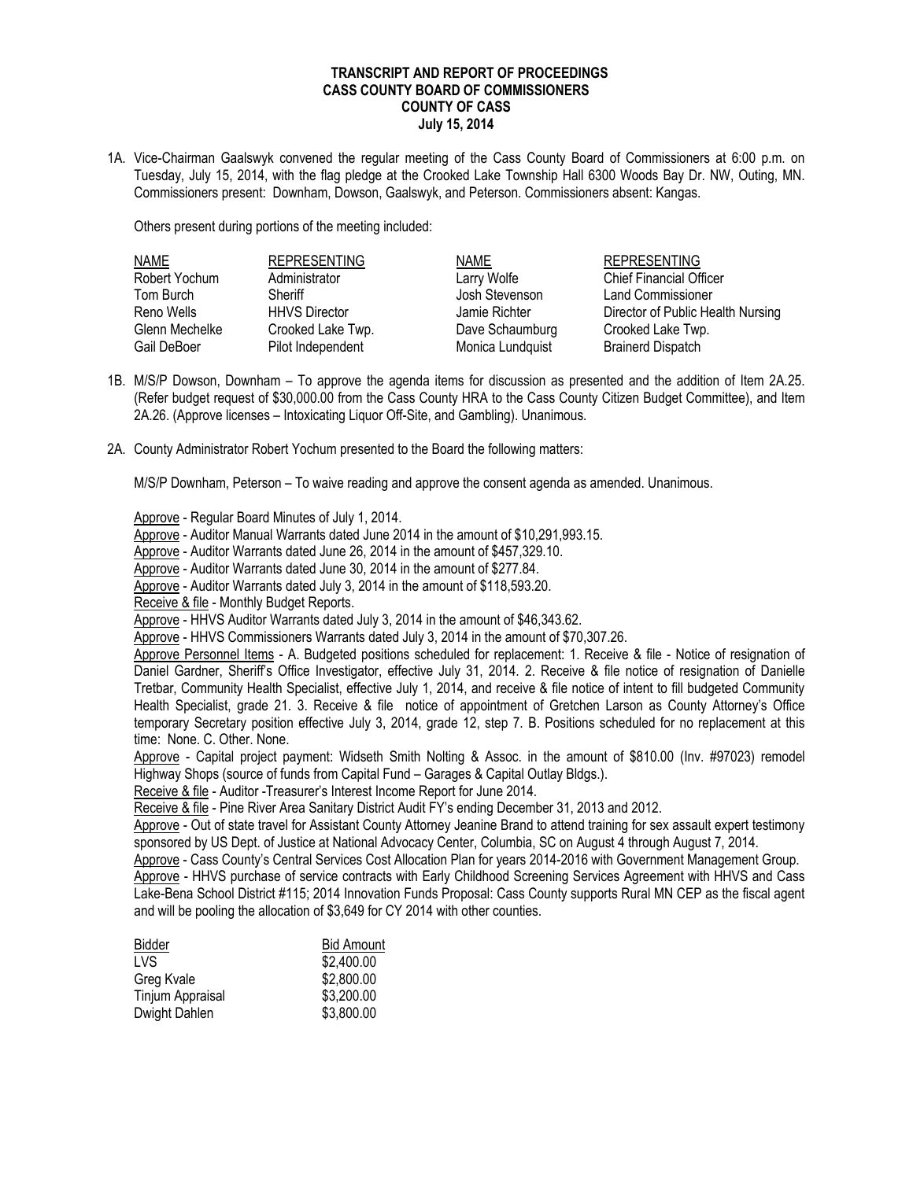**TRANSCRIPT AND REPORT OF PROCEEDINGS**
**CASS COUNTY BOARD OF COMMISSIONERS**
**COUNTY OF CASS**
**July 15, 2014**

1A. Vice-Chairman Gaalswyk convened the regular meeting of the Cass County Board of Commissioners at 6:00 p.m. on Tuesday, July 15, 2014, with the flag pledge at the Crooked Lake Township Hall 6300 Woods Bay Dr. NW, Outing, MN. Commissioners present: Downham, Dowson, Gaalswyk, and Peterson. Commissioners absent: Kangas.

Others present during portions of the meeting included:

| NAME | REPRESENTING | NAME | REPRESENTING |
|---|---|---|---|
| Robert Yochum | Administrator | Larry Wolfe | Chief Financial Officer |
| Tom Burch | Sheriff | Josh Stevenson | Land Commissioner |
| Reno Wells | HHVS Director | Jamie Richter | Director of Public Health Nursing |
| Glenn Mechelke | Crooked Lake Twp. | Dave Schaumburg | Crooked Lake Twp. |
| Gail DeBoer | Pilot Independent | Monica Lundquist | Brainerd Dispatch |

1B. M/S/P Dowson, Downham – To approve the agenda items for discussion as presented and the addition of Item 2A.25. (Refer budget request of $30,000.00 from the Cass County HRA to the Cass County Citizen Budget Committee), and Item 2A.26. (Approve licenses – Intoxicating Liquor Off-Site, and Gambling). Unanimous.

2A. County Administrator Robert Yochum presented to the Board the following matters:

M/S/P Downham, Peterson – To waive reading and approve the consent agenda as amended. Unanimous.

Approve - Regular Board Minutes of July 1, 2014.
Approve - Auditor Manual Warrants dated June 2014 in the amount of $10,291,993.15.
Approve - Auditor Warrants dated June 26, 2014 in the amount of $457,329.10.
Approve - Auditor Warrants dated June 30, 2014 in the amount of $277.84.
Approve - Auditor Warrants dated July 3, 2014 in the amount of $118,593.20.
Receive & file - Monthly Budget Reports.
Approve - HHVS Auditor Warrants dated July 3, 2014 in the amount of $46,343.62.
Approve - HHVS Commissioners Warrants dated July 3, 2014 in the amount of $70,307.26.
Approve Personnel Items - A. Budgeted positions scheduled for replacement: 1. Receive & file - Notice of resignation of Daniel Gardner, Sheriff's Office Investigator, effective July 31, 2014. 2. Receive & file notice of resignation of Danielle Tretbar, Community Health Specialist, effective July 1, 2014, and receive & file notice of intent to fill budgeted Community Health Specialist, grade 21. 3. Receive & file notice of appointment of Gretchen Larson as County Attorney's Office temporary Secretary position effective July 3, 2014, grade 12, step 7. B. Positions scheduled for no replacement at this time: None. C. Other. None.
Approve - Capital project payment: Widseth Smith Nolting & Assoc. in the amount of $810.00 (Inv. #97023) remodel Highway Shops (source of funds from Capital Fund – Garages & Capital Outlay Bldgs.).
Receive & file - Auditor -Treasurer's Interest Income Report for June 2014.
Receive & file - Pine River Area Sanitary District Audit FY's ending December 31, 2013 and 2012.
Approve - Out of state travel for Assistant County Attorney Jeanine Brand to attend training for sex assault expert testimony sponsored by US Dept. of Justice at National Advocacy Center, Columbia, SC on August 4 through August 7, 2014.
Approve - Cass County's Central Services Cost Allocation Plan for years 2014-2016 with Government Management Group.
Approve - HHVS purchase of service contracts with Early Childhood Screening Services Agreement with HHVS and Cass Lake-Bena School District #115; 2014 Innovation Funds Proposal: Cass County supports Rural MN CEP as the fiscal agent and will be pooling the allocation of $3,649 for CY 2014 with other counties.

| Bidder | Bid Amount |
|---|---|
| LVS | $2,400.00 |
| Greg Kvale | $2,800.00 |
| Tinjum Appraisal | $3,200.00 |
| Dwight Dahlen | $3,800.00 |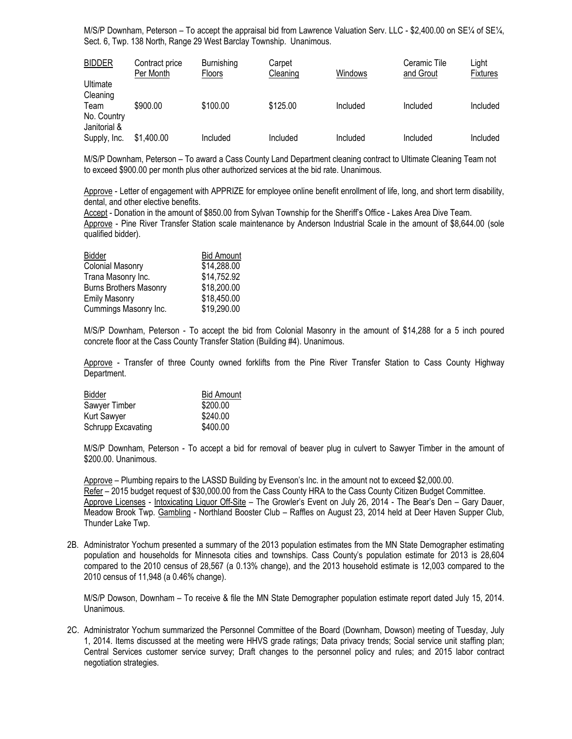M/S/P Downham, Peterson – To accept the appraisal bid from Lawrence Valuation Serv. LLC - $2,400.00 on SE¼ of SE¼, Sect. 6, Twp. 138 North, Range 29 West Barclay Township. Unanimous.

| BIDDER | Contract price Per Month | Burnishing Floors | Carpet Cleaning | Windows | Ceramic Tile and Grout | Light Fixtures |
|---|---|---|---|---|---|---|
| Ultimate Cleaning Team | $900.00 | $100.00 | $125.00 | Included | Included | Included |
| No. Country Janitorial & Supply, Inc. | $1,400.00 | Included | Included | Included | Included | Included |

M/S/P Downham, Peterson – To award a Cass County Land Department cleaning contract to Ultimate Cleaning Team not to exceed $900.00 per month plus other authorized services at the bid rate. Unanimous.

Approve - Letter of engagement with APPRIZE for employee online benefit enrollment of life, long, and short term disability, dental, and other elective benefits.
Accept - Donation in the amount of $850.00 from Sylvan Township for the Sheriff's Office - Lakes Area Dive Team.
Approve - Pine River Transfer Station scale maintenance by Anderson Industrial Scale in the amount of $8,644.00 (sole qualified bidder).

| Bidder | Bid Amount |
|---|---|
| Colonial Masonry | $14,288.00 |
| Trana Masonry Inc. | $14,752.92 |
| Burns Brothers Masonry | $18,200.00 |
| Emily Masonry | $18,450.00 |
| Cummings Masonry Inc. | $19,290.00 |

M/S/P Downham, Peterson - To accept the bid from Colonial Masonry in the amount of $14,288 for a 5 inch poured concrete floor at the Cass County Transfer Station (Building #4). Unanimous.

Approve - Transfer of three County owned forklifts from the Pine River Transfer Station to Cass County Highway Department.

| Bidder | Bid Amount |
|---|---|
| Sawyer Timber | $200.00 |
| Kurt Sawyer | $240.00 |
| Schrupp Excavating | $400.00 |

M/S/P Downham, Peterson - To accept a bid for removal of beaver plug in culvert to Sawyer Timber in the amount of $200.00. Unanimous.

Approve – Plumbing repairs to the LASSD Building by Evenson's Inc. in the amount not to exceed $2,000.00.
Refer – 2015 budget request of $30,000.00 from the Cass County HRA to the Cass County Citizen Budget Committee.
Approve Licenses - Intoxicating Liquor Off-Site – The Growler's Event on July 26, 2014 - The Bear's Den – Gary Dauer, Meadow Brook Twp. Gambling - Northland Booster Club – Raffles on August 23, 2014 held at Deer Haven Supper Club, Thunder Lake Twp.

2B. Administrator Yochum presented a summary of the 2013 population estimates from the MN State Demographer estimating population and households for Minnesota cities and townships. Cass County's population estimate for 2013 is 28,604 compared to the 2010 census of 28,567 (a 0.13% change), and the 2013 household estimate is 12,003 compared to the 2010 census of 11,948 (a 0.46% change).

M/S/P Dowson, Downham – To receive & file the MN State Demographer population estimate report dated July 15, 2014. Unanimous.

2C. Administrator Yochum summarized the Personnel Committee of the Board (Downham, Dowson) meeting of Tuesday, July 1, 2014. Items discussed at the meeting were HHVS grade ratings; Data privacy trends; Social service unit staffing plan; Central Services customer service survey; Draft changes to the personnel policy and rules; and 2015 labor contract negotiation strategies.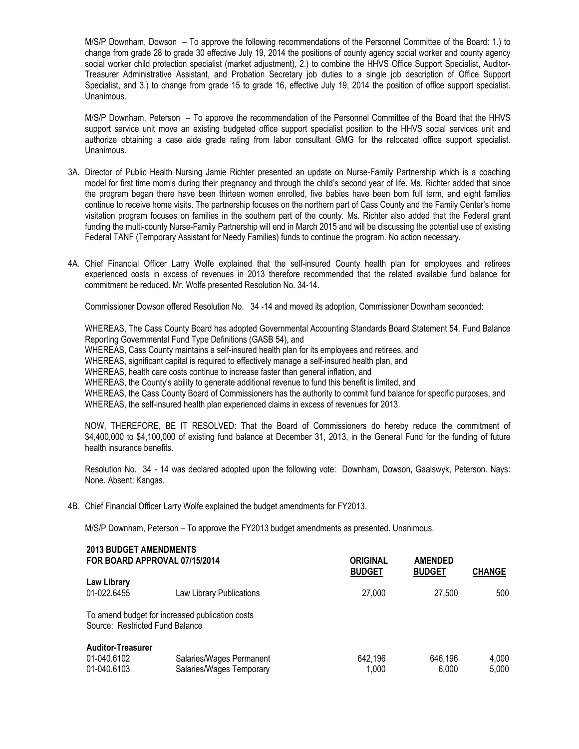M/S/P Downham, Dowson – To approve the following recommendations of the Personnel Committee of the Board: 1.) to change from grade 28 to grade 30 effective July 19, 2014 the positions of county agency social worker and county agency social worker child protection specialist (market adjustment), 2.) to combine the HHVS Office Support Specialist, Auditor-Treasurer Administrative Assistant, and Probation Secretary job duties to a single job description of Office Support Specialist, and 3.) to change from grade 15 to grade 16, effective July 19, 2014 the position of office support specialist. Unanimous.

M/S/P Downham, Peterson – To approve the recommendation of the Personnel Committee of the Board that the HHVS support service unit move an existing budgeted office support specialist position to the HHVS social services unit and authorize obtaining a case aide grade rating from labor consultant GMG for the relocated office support specialist. Unanimous.

3A. Director of Public Health Nursing Jamie Richter presented an update on Nurse-Family Partnership which is a coaching model for first time mom's during their pregnancy and through the child's second year of life. Ms. Richter added that since the program began there have been thirteen women enrolled, five babies have been born full term, and eight families continue to receive home visits. The partnership focuses on the northern part of Cass County and the Family Center's home visitation program focuses on families in the southern part of the county. Ms. Richter also added that the Federal grant funding the multi-county Nurse-Family Partnership will end in March 2015 and will be discussing the potential use of existing Federal TANF (Temporary Assistant for Needy Families) funds to continue the program. No action necessary.

4A. Chief Financial Officer Larry Wolfe explained that the self-insured County health plan for employees and retirees experienced costs in excess of revenues in 2013 therefore recommended that the related available fund balance for commitment be reduced. Mr. Wolfe presented Resolution No. 34-14.

Commissioner Dowson offered Resolution No. 34 -14 and moved its adoption, Commissioner Downham seconded:

WHEREAS, The Cass County Board has adopted Governmental Accounting Standards Board Statement 54, Fund Balance Reporting Governmental Fund Type Definitions (GASB 54), and
WHEREAS, Cass County maintains a self-insured health plan for its employees and retirees, and
WHEREAS, significant capital is required to effectively manage a self-insured health plan, and
WHEREAS, health care costs continue to increase faster than general inflation, and
WHEREAS, the County's ability to generate additional revenue to fund this benefit is limited, and
WHEREAS, the Cass County Board of Commissioners has the authority to commit fund balance for specific purposes, and
WHEREAS, the self-insured health plan experienced claims in excess of revenues for 2013.

NOW, THEREFORE, BE IT RESOLVED: That the Board of Commissioners do hereby reduce the commitment of $4,400,000 to $4,100,000 of existing fund balance at December 31, 2013, in the General Fund for the funding of future health insurance benefits.

Resolution No. 34 - 14 was declared adopted upon the following vote: Downham, Dowson, Gaalswyk, Peterson. Nays: None. Absent: Kangas.

4B. Chief Financial Officer Larry Wolfe explained the budget amendments for FY2013.

M/S/P Downham, Peterson – To approve the FY2013 budget amendments as presented. Unanimous.

**2013 BUDGET AMENDMENTS**
**FOR BOARD APPROVAL 07/15/2014**

| | | ORIGINAL BUDGET | AMENDED BUDGET | CHANGE |
|---|---|---|---|---|
| **Law Library** | | | | |
| 01-022.6455 | Law Library Publications | 27,000 | 27,500 | 500 |
| To amend budget for increased publication costs | | | | |
| Source: Restricted Fund Balance | | | | |
| **Auditor-Treasurer** | | | | |
| 01-040.6102 | Salaries/Wages Permanent | 642,196 | 646,196 | 4,000 |
| 01-040.6103 | Salaries/Wages Temporary | 1,000 | 6,000 | 5,000 |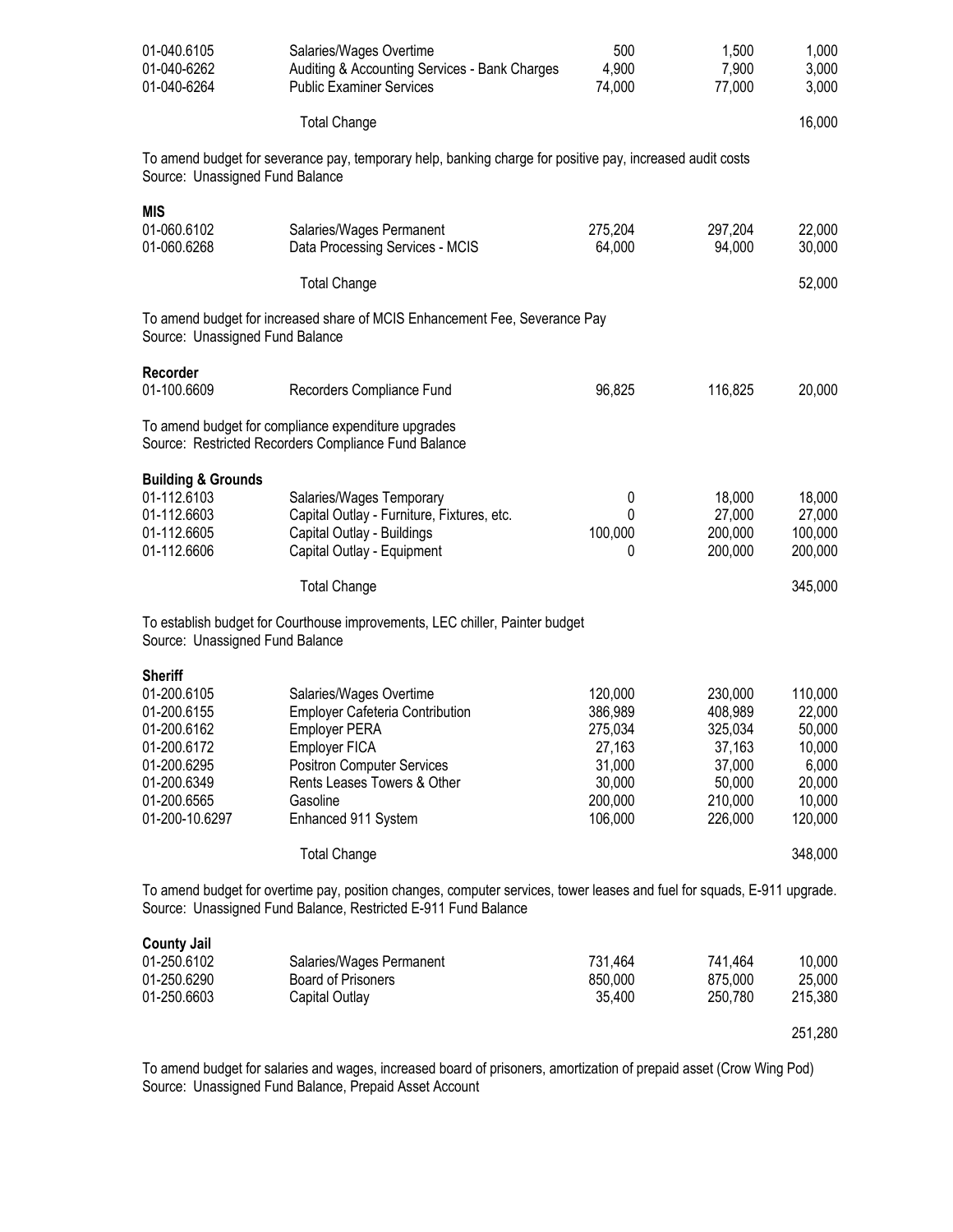| | | | | |
|---|---|---|---|---|
| 01-040.6105 | Salaries/Wages Overtime | 500 | 1,500 | 1,000 |
| 01-040-6262 | Auditing & Accounting Services - Bank Charges | 4,900 | 7,900 | 3,000 |
| 01-040-6264 | Public Examiner Services | 74,000 | 77,000 | 3,000 |
| | Total Change | | | 16,000 |

To amend budget for severance pay, temporary help, banking charge for positive pay, increased audit costs
Source: Unassigned Fund Balance

**MIS**

| | | | | |
|---|---|---|---|---|
| 01-060.6102 | Salaries/Wages Permanent | 275,204 | 297,204 | 22,000 |
| 01-060.6268 | Data Processing Services - MCIS | 64,000 | 94,000 | 30,000 |
| | Total Change | | | 52,000 |

To amend budget for increased share of MCIS Enhancement Fee, Severance Pay
Source: Unassigned Fund Balance

**Recorder**

| | | | | |
|---|---|---|---|---|
| 01-100.6609 | Recorders Compliance Fund | 96,825 | 116,825 | 20,000 |

To amend budget for compliance expenditure upgrades
Source: Restricted Recorders Compliance Fund Balance

**Building & Grounds**

| | | | | |
|---|---|---|---|---|
| 01-112.6103 | Salaries/Wages Temporary | 0 | 18,000 | 18,000 |
| 01-112.6603 | Capital Outlay - Furniture, Fixtures, etc. | 0 | 27,000 | 27,000 |
| 01-112.6605 | Capital Outlay - Buildings | 100,000 | 200,000 | 100,000 |
| 01-112.6606 | Capital Outlay - Equipment | 0 | 200,000 | 200,000 |
| | Total Change | | | 345,000 |

To establish budget for Courthouse improvements, LEC chiller, Painter budget
Source: Unassigned Fund Balance

**Sheriff**

| | | | | |
|---|---|---|---|---|
| 01-200.6105 | Salaries/Wages Overtime | 120,000 | 230,000 | 110,000 |
| 01-200.6155 | Employer Cafeteria Contribution | 386,989 | 408,989 | 22,000 |
| 01-200.6162 | Employer PERA | 275,034 | 325,034 | 50,000 |
| 01-200.6172 | Employer FICA | 27,163 | 37,163 | 10,000 |
| 01-200.6295 | Positron Computer Services | 31,000 | 37,000 | 6,000 |
| 01-200.6349 | Rents Leases Towers & Other | 30,000 | 50,000 | 20,000 |
| 01-200.6565 | Gasoline | 200,000 | 210,000 | 10,000 |
| 01-200-10.6297 | Enhanced 911 System | 106,000 | 226,000 | 120,000 |
| | Total Change | | | 348,000 |

To amend budget for overtime pay, position changes, computer services, tower leases and fuel for squads, E-911 upgrade.
Source: Unassigned Fund Balance, Restricted E-911 Fund Balance

**County Jail**

| | | | | |
|---|---|---|---|---|
| 01-250.6102 | Salaries/Wages Permanent | 731,464 | 741,464 | 10,000 |
| 01-250.6290 | Board of Prisoners | 850,000 | 875,000 | 25,000 |
| 01-250.6603 | Capital Outlay | 35,400 | 250,780 | 215,380 |
| | | | | 251,280 |

To amend budget for salaries and wages, increased board of prisoners, amortization of prepaid asset (Crow Wing Pod)
Source: Unassigned Fund Balance, Prepaid Asset Account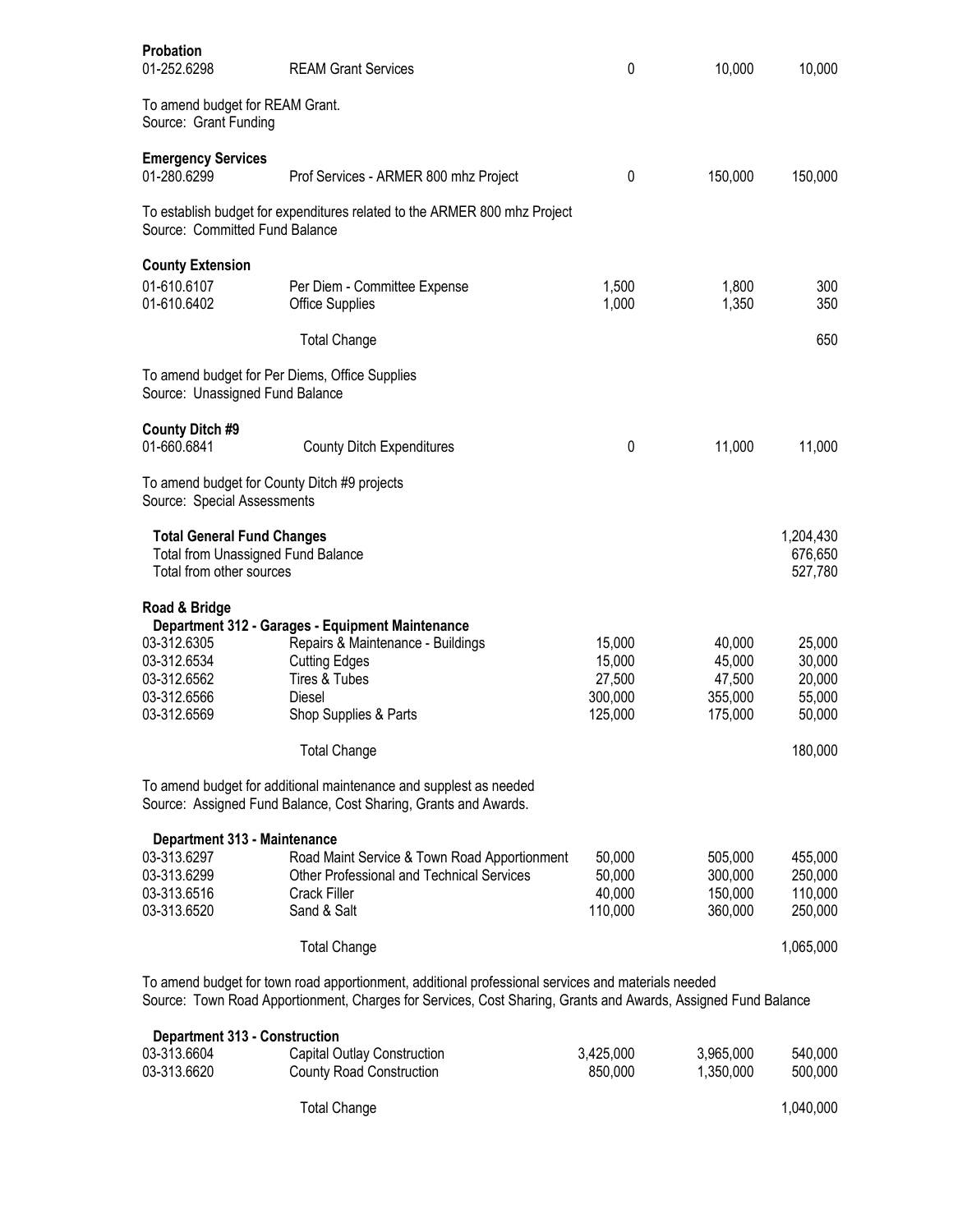**Probation**

| | | | | |
|---|---|---|---|---|
| 01-252.6298 | REAM Grant Services | 0 | 10,000 | 10,000 |

To amend budget for REAM Grant.
Source: Grant Funding

**Emergency Services**

| | | | | |
|---|---|---|---|---|
| 01-280.6299 | Prof Services - ARMER 800 mhz Project | 0 | 150,000 | 150,000 |

To establish budget for expenditures related to the ARMER 800 mhz Project
Source: Committed Fund Balance

**County Extension**

| | | | | |
|---|---|---|---|---|
| 01-610.6107 | Per Diem - Committee Expense | 1,500 | 1,800 | 300 |
| 01-610.6402 | Office Supplies | 1,000 | 1,350 | 350 |
| | Total Change | | | 650 |

To amend budget for Per Diems, Office Supplies
Source: Unassigned Fund Balance

**County Ditch #9**

| | | | | |
|---|---|---|---|---|
| 01-660.6841 | County Ditch Expenditures | 0 | 11,000 | 11,000 |

To amend budget for County Ditch #9 projects
Source: Special Assessments

| | |
|---|---|
| **Total General Fund Changes** | 1,204,430 |
| Total from Unassigned Fund Balance | 676,650 |
| Total from other sources | 527,780 |

**Road & Bridge**

**Department 312 - Garages - Equipment Maintenance**

| | | | | |
|---|---|---|---|---|
| 03-312.6305 | Repairs & Maintenance - Buildings | 15,000 | 40,000 | 25,000 |
| 03-312.6534 | Cutting Edges | 15,000 | 45,000 | 30,000 |
| 03-312.6562 | Tires & Tubes | 27,500 | 47,500 | 20,000 |
| 03-312.6566 | Diesel | 300,000 | 355,000 | 55,000 |
| 03-312.6569 | Shop Supplies & Parts | 125,000 | 175,000 | 50,000 |
| | Total Change | | | 180,000 |

To amend budget for additional maintenance and supplest as needed
Source: Assigned Fund Balance, Cost Sharing, Grants and Awards.

**Department 313 - Maintenance**

| | | | | |
|---|---|---|---|---|
| 03-313.6297 | Road Maint Service & Town Road Apportionment | 50,000 | 505,000 | 455,000 |
| 03-313.6299 | Other Professional and Technical Services | 50,000 | 300,000 | 250,000 |
| 03-313.6516 | Crack Filler | 40,000 | 150,000 | 110,000 |
| 03-313.6520 | Sand & Salt | 110,000 | 360,000 | 250,000 |
| | Total Change | | | 1,065,000 |

To amend budget for town road apportionment, additional professional services and materials needed
Source: Town Road Apportionment, Charges for Services, Cost Sharing, Grants and Awards, Assigned Fund Balance

**Department 313 - Construction**

| | | | | |
|---|---|---|---|---|
| 03-313.6604 | Capital Outlay Construction | 3,425,000 | 3,965,000 | 540,000 |
| 03-313.6620 | County Road Construction | 850,000 | 1,350,000 | 500,000 |
| | Total Change | | | 1,040,000 |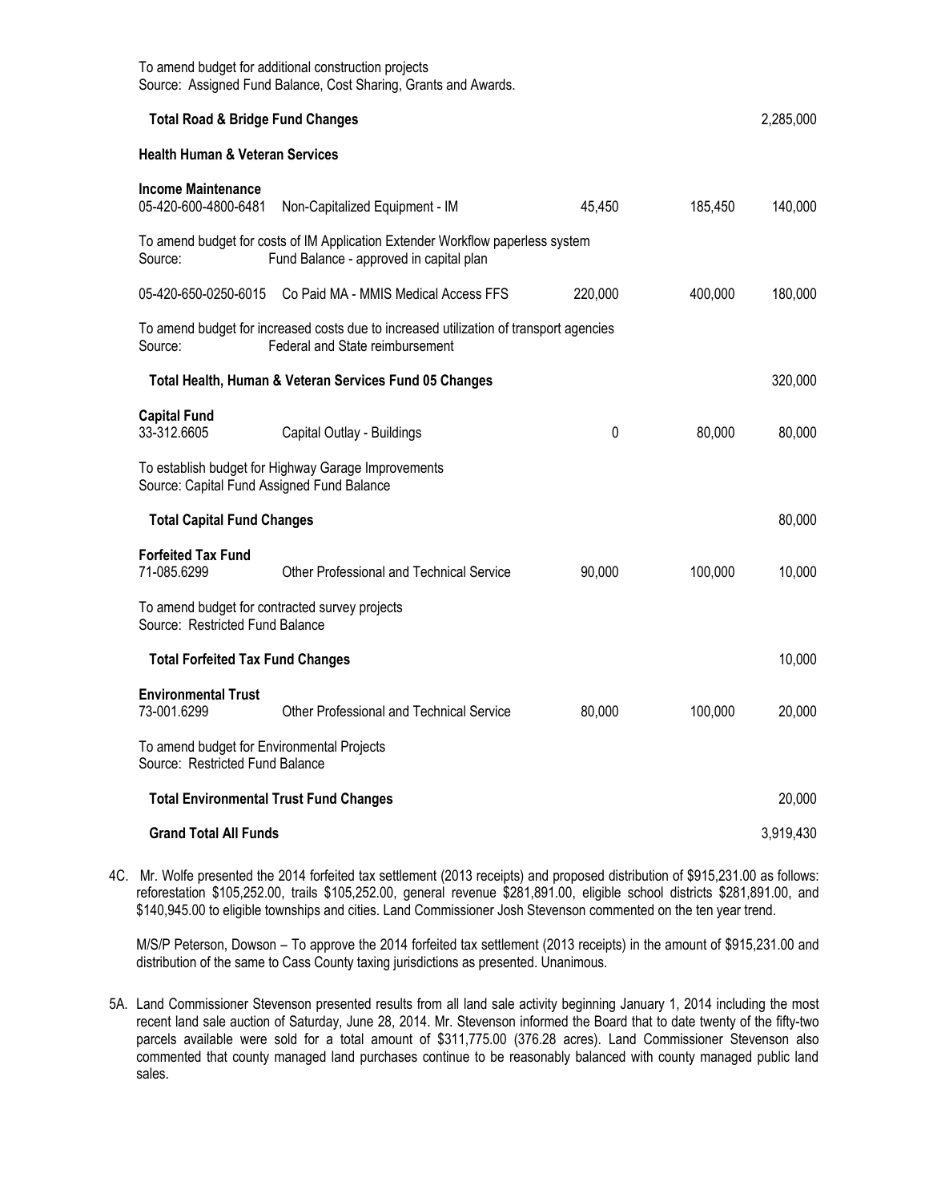To amend budget for additional construction projects
Source: Assigned Fund Balance, Cost Sharing, Grants and Awards.

| | | | | |
|---|---|---|---|---|
| **Total Road & Bridge Fund Changes** | | | | 2,285,000 |
| **Health Human & Veteran Services** | | | | |
| **Income Maintenance** | | | | |
| 05-420-600-4800-6481 | Non-Capitalized Equipment - IM | 45,450 | 185,450 | 140,000 |
| To amend budget for costs of IM Application Extender Workflow paperless system | | | | |
| Source: | Fund Balance - approved in capital plan | | | |
| 05-420-650-0250-6015 | Co Paid MA - MMIS Medical Access FFS | 220,000 | 400,000 | 180,000 |
| To amend budget for increased costs due to increased utilization of transport agencies | | | | |
| Source: | Federal and State reimbursement | | | |
| **Total Health, Human & Veteran Services Fund 05 Changes** | | | | 320,000 |
| **Capital Fund** | | | | |
| 33-312.6605 | Capital Outlay - Buildings | 0 | 80,000 | 80,000 |
| To establish budget for Highway Garage Improvements | | | | |
| Source: Capital Fund Assigned Fund Balance | | | | |
| **Total Capital Fund Changes** | | | | 80,000 |
| **Forfeited Tax Fund** | | | | |
| 71-085.6299 | Other Professional and Technical Service | 90,000 | 100,000 | 10,000 |
| To amend budget for contracted survey projects | | | | |
| Source: Restricted Fund Balance | | | | |
| **Total Forfeited Tax Fund Changes** | | | | 10,000 |
| **Environmental Trust** | | | | |
| 73-001.6299 | Other Professional and Technical Service | 80,000 | 100,000 | 20,000 |
| To amend budget for Environmental Projects | | | | |
| Source: Restricted Fund Balance | | | | |
| **Total Environmental Trust Fund Changes** | | | | 20,000 |
| **Grand Total All Funds** | | | | 3,919,430 |

4C. Mr. Wolfe presented the 2014 forfeited tax settlement (2013 receipts) and proposed distribution of $915,231.00 as follows: reforestation $105,252.00, trails $105,252.00, general revenue $281,891.00, eligible school districts $281,891.00, and $140,945.00 to eligible townships and cities. Land Commissioner Josh Stevenson commented on the ten year trend.

M/S/P Peterson, Dowson – To approve the 2014 forfeited tax settlement (2013 receipts) in the amount of $915,231.00 and distribution of the same to Cass County taxing jurisdictions as presented. Unanimous.

5A. Land Commissioner Stevenson presented results from all land sale activity beginning January 1, 2014 including the most recent land sale auction of Saturday, June 28, 2014. Mr. Stevenson informed the Board that to date twenty of the fifty-two parcels available were sold for a total amount of $311,775.00 (376.28 acres). Land Commissioner Stevenson also commented that county managed land purchases continue to be reasonably balanced with county managed public land sales.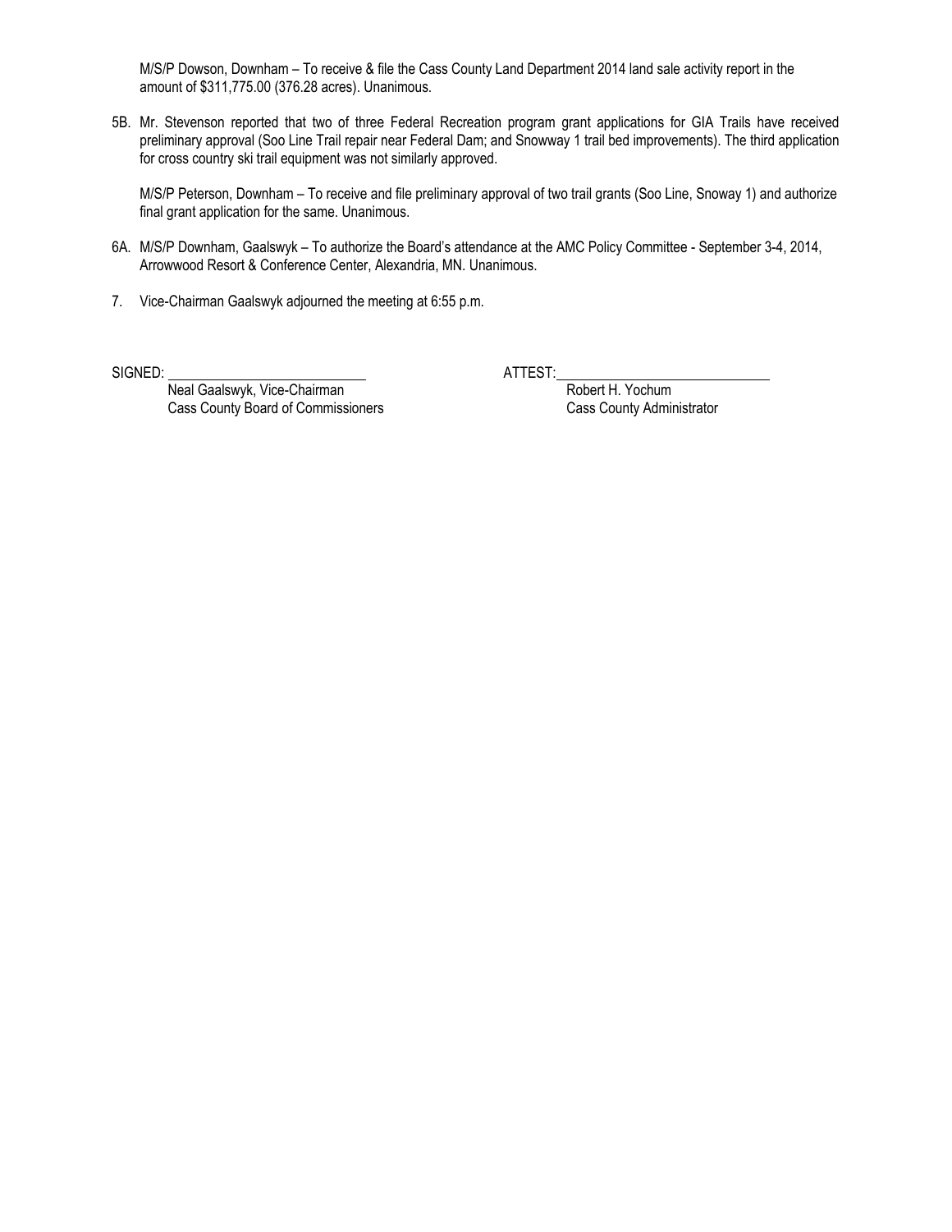M/S/P Dowson, Downham – To receive & file the Cass County Land Department 2014 land sale activity report in the amount of $311,775.00 (376.28 acres). Unanimous.

5B. Mr. Stevenson reported that two of three Federal Recreation program grant applications for GIA Trails have received preliminary approval (Soo Line Trail repair near Federal Dam; and Snowway 1 trail bed improvements). The third application for cross country ski trail equipment was not similarly approved.

M/S/P Peterson, Downham – To receive and file preliminary approval of two trail grants (Soo Line, Snoway 1) and authorize final grant application for the same. Unanimous.

6A. M/S/P Downham, Gaalswyk – To authorize the Board's attendance at the AMC Policy Committee - September 3-4, 2014, Arrowwood Resort & Conference Center, Alexandria, MN. Unanimous.

7. Vice-Chairman Gaalswyk adjourned the meeting at 6:55 p.m.

SIGNED: ___________________________
Neal Gaalswyk, Vice-Chairman
Cass County Board of Commissioners

ATTEST: ___________________________
Robert H. Yochum
Cass County Administrator